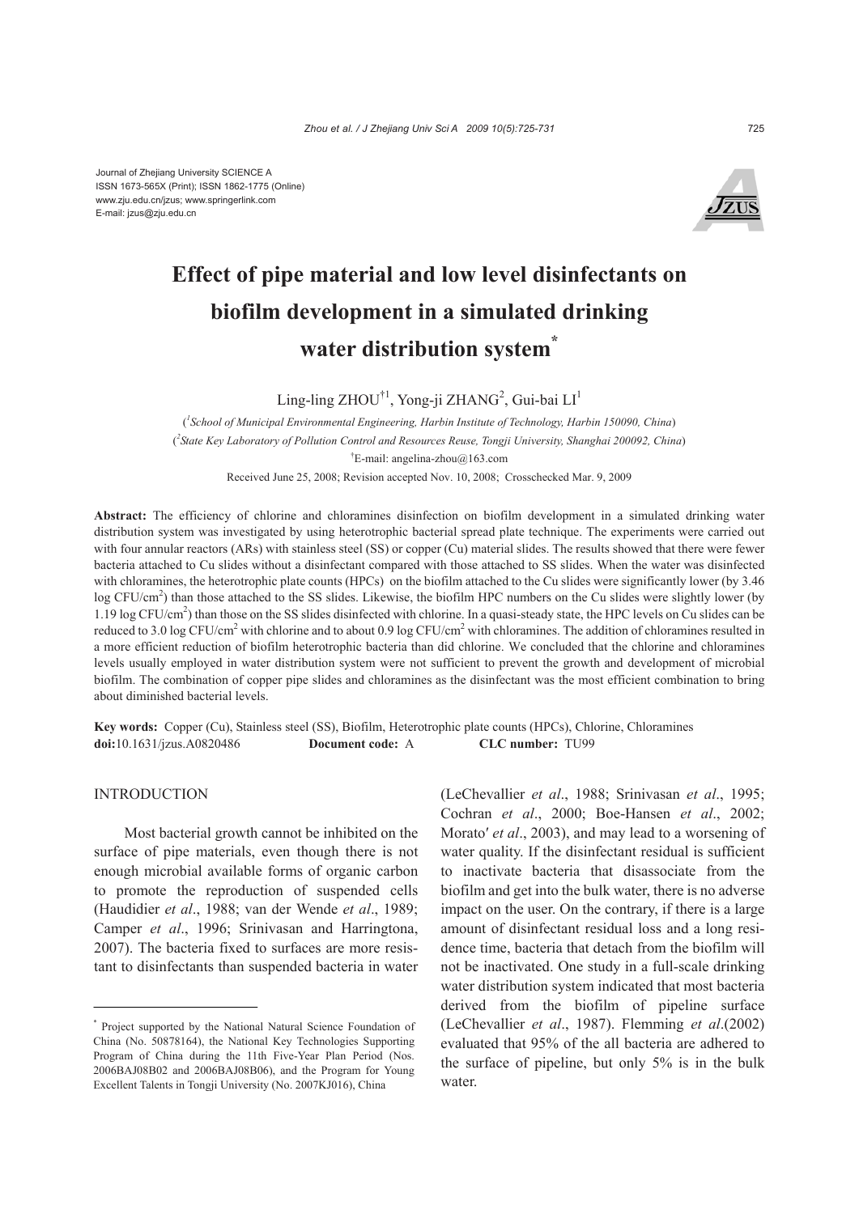Journal of Zhejiang University SCIENCE A
ISSN 1673-565X (Print); ISSN 1862-1775 (Online)
www.zju.edu.cn/jzus; www.springerlink.com
E-mail: jzus@zju.edu.cn

# Effect of pipe material and low level disinfectants on biofilm development in a simulated drinking water distribution system*

Ling-ling ZHOU[†1], Yong-ji ZHANG[2], Gui-bai LI[1]

([1]*School of Municipal Environmental Engineering, Harbin Institute of Technology, Harbin 150090, China*)

([2]*State Key Laboratory of Pollution Control and Resources Reuse, Tongji University, Shanghai 200092, China*)

[†]E-mail: angelina-zhou@163.com

Received June 25, 2008; Revision accepted Nov. 10, 2008; Crosschecked Mar. 9, 2009

**Abstract:** The efficiency of chlorine and chloramines disinfection on biofilm development in a simulated drinking water distribution system was investigated by using heterotrophic bacterial spread plate technique. The experiments were carried out with four annular reactors (ARs) with stainless steel (SS) or copper (Cu) material slides. The results showed that there were fewer bacteria attached to Cu slides without a disinfectant compared with those attached to SS slides. When the water was disinfected with chloramines, the heterotrophic plate counts (HPCs) on the biofilm attached to the Cu slides were significantly lower (by 3.46 log CFU/cm$^2$) than those attached to the SS slides. Likewise, the biofilm HPC numbers on the Cu slides were slightly lower (by 1.19 log CFU/cm$^2$) than those on the SS slides disinfected with chlorine. In a quasi-steady state, the HPC levels on Cu slides can be reduced to 3.0 log CFU/cm$^2$ with chlorine and to about 0.9 log CFU/cm$^2$ with chloramines. The addition of chloramines resulted in a more efficient reduction of biofilm heterotrophic bacteria than did chlorine. We concluded that the chlorine and chloramines levels usually employed in water distribution system were not sufficient to prevent the growth and development of microbial biofilm. The combination of copper pipe slides and chloramines as the disinfectant was the most efficient combination to bring about diminished bacterial levels.

**Key words:** Copper (Cu), Stainless steel (SS), Biofilm, Heterotrophic plate counts (HPCs), Chlorine, Chloramines
**doi:**10.1631/jzus.A0820486 **Document code:** A **CLC number:** TU99

## INTRODUCTION

Most bacterial growth cannot be inhibited on the surface of pipe materials, even though there is not enough microbial available forms of organic carbon to promote the reproduction of suspended cells (Haudidier *et al*., 1988; van der Wende *et al*., 1989; Camper *et al*., 1996; Srinivasan and Harringtona, 2007). The bacteria fixed to surfaces are more resistant to disinfectants than suspended bacteria in water (LeChevallier *et al*., 1988; Srinivasan *et al*., 1995; Cochran *et al*., 2000; Boe-Hansen *et al*., 2002; Morato′ *et al*., 2003), and may lead to a worsening of water quality. If the disinfectant residual is sufficient to inactivate bacteria that disassociate from the biofilm and get into the bulk water, there is no adverse impact on the user. On the contrary, if there is a large amount of disinfectant residual loss and a long residence time, bacteria that detach from the biofilm will not be inactivated. One study in a full-scale drinking water distribution system indicated that most bacteria derived from the biofilm of pipeline surface (LeChevallier *et al*., 1987). Flemming *et al*.(2002) evaluated that 95% of the all bacteria are adhered to the surface of pipeline, but only 5% is in the bulk water.

---

\* Project supported by the National Natural Science Foundation of China (No. 50878164), the National Key Technologies Supporting Program of China during the 11th Five-Year Plan Period (Nos. 2006BAJ08B02 and 2006BAJ08B06), and the Program for Young Excellent Talents in Tongji University (No. 2007KJ016), China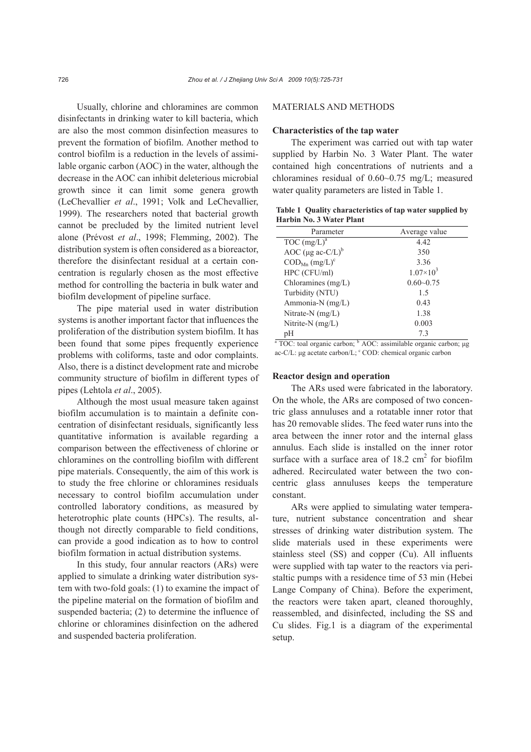Usually, chlorine and chloramines are common disinfectants in drinking water to kill bacteria, which are also the most common disinfection measures to prevent the formation of biofilm. Another method to control biofilm is a reduction in the levels of assimilable organic carbon (AOC) in the water, although the decrease in the AOC can inhibit deleterious microbial growth since it can limit some genera growth (LeChevallier *et al*., 1991; Volk and LeChevallier, 1999). The researchers noted that bacterial growth cannot be precluded by the limited nutrient level alone (Prévost *et al*., 1998; Flemming, 2002). The distribution system is often considered as a bioreactor, therefore the disinfectant residual at a certain concentration is regularly chosen as the most effective method for controlling the bacteria in bulk water and biofilm development of pipeline surface.

The pipe material used in water distribution systems is another important factor that influences the proliferation of the distribution system biofilm. It has been found that some pipes frequently experience problems with coliforms, taste and odor complaints. Also, there is a distinct development rate and microbe community structure of biofilm in different types of pipes (Lehtola *et al*., 2005).

Although the most usual measure taken against biofilm accumulation is to maintain a definite concentration of disinfectant residuals, significantly less quantitative information is available regarding a comparison between the effectiveness of chlorine or chloramines on the controlling biofilm with different pipe materials. Consequently, the aim of this work is to study the free chlorine or chloramines residuals necessary to control biofilm accumulation under controlled laboratory conditions, as measured by heterotrophic plate counts (HPCs). The results, although not directly comparable to field conditions, can provide a good indication as to how to control biofilm formation in actual distribution systems.

In this study, four annular reactors (ARs) were applied to simulate a drinking water distribution system with two-fold goals: (1) to examine the impact of the pipeline material on the formation of biofilm and suspended bacteria; (2) to determine the influence of chlorine or chloramines disinfection on the adhered and suspended bacteria proliferation.

## MATERIALS AND METHODS

### Characteristics of the tap water

The experiment was carried out with tap water supplied by Harbin No. 3 Water Plant. The water contained high concentrations of nutrients and a chloramines residual of 0.60~0.75 mg/L; measured water quality parameters are listed in Table 1.

**Table 1 Quality characteristics of tap water supplied by Harbin No. 3 Water Plant**

| Parameter | Average value |
|---|---|
| TOC (mg/L)[a] | 4.42 |
| AOC (μg ac-C/L)[b] | 350 |
| $COD_{Mn}$ (mg/L)[c] | 3.36 |
| HPC (CFU/ml) | $1.07\times10^3$ |
| Chloramines (mg/L) | 0.60~0.75 |
| Turbidity (NTU) | 1.5 |
| Ammonia-N (mg/L) | 0.43 |
| Nitrate-N (mg/L) | 1.38 |
| Nitrite-N (mg/L) | 0.003 |
| pH | 7.3 |

[a] TOC: toal organic carbon; [b] AOC: assimilable organic carbon; μg ac-C/L: μg acetate carbon/L; [c] COD: chemical organic carbon

### Reactor design and operation

The ARs used were fabricated in the laboratory. On the whole, the ARs are composed of two concentric glass annuluses and a rotatable inner rotor that has 20 removable slides. The feed water runs into the area between the inner rotor and the internal glass annulus. Each slide is installed on the inner rotor surface with a surface area of 18.2 $cm^2$ for biofilm adhered. Recirculated water between the two concentric glass annuluses keeps the temperature constant.

ARs were applied to simulating water temperature, nutrient substance concentration and shear stresses of drinking water distribution system. The slide materials used in these experiments were stainless steel (SS) and copper (Cu). All influents were supplied with tap water to the reactors via peristaltic pumps with a residence time of 53 min (Hebei Lange Company of China). Before the experiment, the reactors were taken apart, cleaned thoroughly, reassembled, and disinfected, including the SS and Cu slides. Fig.1 is a diagram of the experimental setup.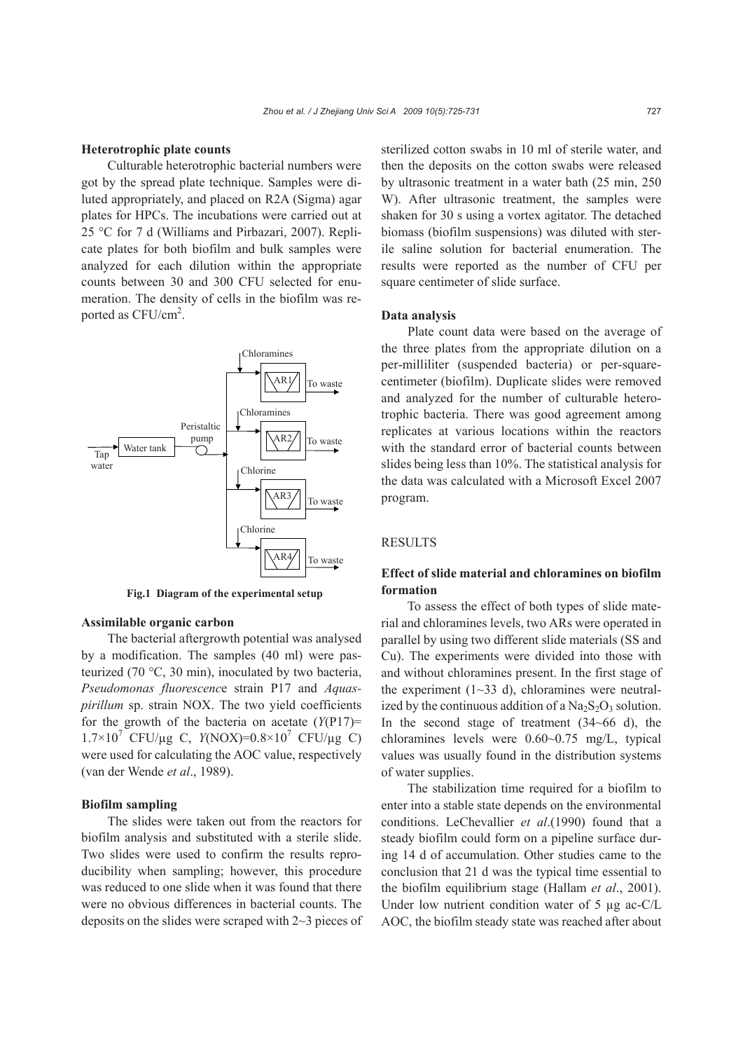### Heterotrophic plate counts

Culturable heterotrophic bacterial numbers were got by the spread plate technique. Samples were diluted appropriately, and placed on R2A (Sigma) agar plates for HPCs. The incubations were carried out at 25 °C for 7 d (Williams and Pirbazari, 2007). Replicate plates for both biofilm and bulk samples were analyzed for each dilution within the appropriate counts between 30 and 300 CFU selected for enumeration. The density of cells in the biofilm was reported as CFU/cm$^2$.

Tap water → Water tank → Peristaltic pump → AR1 (Chloramines) → To waste; AR2 (Chloramines) → To waste; AR3 (Chlorine) → To waste; AR4 (Chlorine) → To waste

**Fig.1 Diagram of the experimental setup**

### Assimilable organic carbon

The bacterial aftergrowth potential was analysed by a modification. The samples (40 ml) were pasteurized (70 °C, 30 min), inoculated by two bacteria, *Pseudomonas fluorescence* strain P17 and *Aquaspirillum* sp. strain NOX. The two yield coefficients for the growth of the bacteria on acetate ($Y$(P17)= $1.7\times10^7$ CFU/μg C, $Y$(NOX)=$0.8\times10^7$ CFU/μg C) were used for calculating the AOC value, respectively (van der Wende *et al*., 1989).

### Biofilm sampling

The slides were taken out from the reactors for biofilm analysis and substituted with a sterile slide. Two slides were used to confirm the results reproducibility when sampling; however, this procedure was reduced to one slide when it was found that there were no obvious differences in bacterial counts. The deposits on the slides were scraped with 2~3 pieces of sterilized cotton swabs in 10 ml of sterile water, and then the deposits on the cotton swabs were released by ultrasonic treatment in a water bath (25 min, 250 W). After ultrasonic treatment, the samples were shaken for 30 s using a vortex agitator. The detached biomass (biofilm suspensions) was diluted with sterile saline solution for bacterial enumeration. The results were reported as the number of CFU per square centimeter of slide surface.

### Data analysis

Plate count data were based on the average of the three plates from the appropriate dilution on a per-milliliter (suspended bacteria) or per-square-centimeter (biofilm). Duplicate slides were removed and analyzed for the number of culturable heterotrophic bacteria. There was good agreement among replicates at various locations within the reactors with the standard error of bacterial counts between slides being less than 10%. The statistical analysis for the data was calculated with a Microsoft Excel 2007 program.

## RESULTS

### Effect of slide material and chloramines on biofilm formation

To assess the effect of both types of slide material and chloramines levels, two ARs were operated in parallel by using two different slide materials (SS and Cu). The experiments were divided into those with and without chloramines present. In the first stage of the experiment (1~33 d), chloramines were neutralized by the continuous addition of a $Na_2S_2O_3$ solution. In the second stage of treatment (34~66 d), the chloramines levels were 0.60~0.75 mg/L, typical values was usually found in the distribution systems of water supplies.

The stabilization time required for a biofilm to enter into a stable state depends on the environmental conditions. LeChevallier *et al*.(1990) found that a steady biofilm could form on a pipeline surface during 14 d of accumulation. Other studies came to the conclusion that 21 d was the typical time essential to the biofilm equilibrium stage (Hallam *et al*., 2001). Under low nutrient condition water of 5 μg ac-C/L AOC, the biofilm steady state was reached after about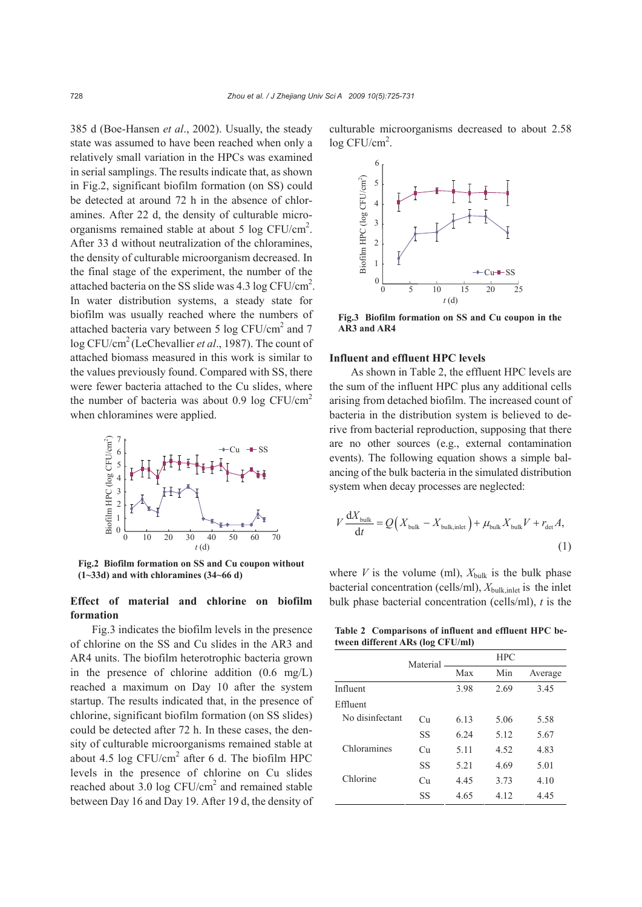385 d (Boe-Hansen *et al*., 2002). Usually, the steady state was assumed to have been reached when only a relatively small variation in the HPCs was examined in serial samplings. The results indicate that, as shown in Fig.2, significant biofilm formation (on SS) could be detected at around 72 h in the absence of chloramines. After 22 d, the density of culturable microorganisms remained stable at about 5 log CFU/cm$^2$. After 33 d without neutralization of the chloramines, the density of culturable microorganism decreased. In the final stage of the experiment, the number of the attached bacteria on the SS slide was 4.3 log CFU/cm$^2$. In water distribution systems, a steady state for biofilm was usually reached where the numbers of attached bacteria vary between 5 log CFU/cm$^2$ and 7 log CFU/cm$^2$ (LeChevallier *et al*., 1987). The count of attached biomass measured in this work is similar to the values previously found. Compared with SS, there were fewer bacteria attached to the Cu slides, where the number of bacteria was about 0.9 log CFU/cm$^2$ when chloramines were applied.

**Fig.2 Biofilm formation on SS and Cu coupon without (1~33d) and with chloramines (34~66 d)**

## Effect of material and chlorine on biofilm formation

Fig.3 indicates the biofilm levels in the presence of chlorine on the SS and Cu slides in the AR3 and AR4 units. The biofilm heterotrophic bacteria grown in the presence of chlorine addition (0.6 mg/L) reached a maximum on Day 10 after the system startup. The results indicated that, in the presence of chlorine, significant biofilm formation (on SS slides) could be detected after 72 h. In these cases, the density of culturable microorganisms remained stable at about 4.5 log CFU/cm$^2$ after 6 d. The biofilm HPC levels in the presence of chlorine on Cu slides reached about 3.0 log CFU/cm$^2$ and remained stable between Day 16 and Day 19. After 19 d, the density of culturable microorganisms decreased to about 2.58 log CFU/cm$^2$.

**Fig.3 Biofilm formation on SS and Cu coupon in the AR3 and AR4**

## Influent and effluent HPC levels

As shown in Table 2, the effluent HPC levels are the sum of the influent HPC plus any additional cells arising from detached biofilm. The increased count of bacteria in the distribution system is believed to derive from bacterial reproduction, supposing that there are no other sources (e.g., external contamination events). The following equation shows a simple balancing of the bulk bacteria in the simulated distribution system when decay processes are neglected:

$$V\frac{\mathrm{d}X_{\text{bulk}}}{\mathrm{d}t} = Q\left(X_{\text{bulk}} - X_{\text{bulk,inlet}}\right) + \mu_{\text{bulk}}X_{\text{bulk}}V + r_{\det}A, \tag{1}$$

where $V$ is the volume (ml), $X_{\text{bulk}}$ is the bulk phase bacterial concentration (cells/ml), $X_{\text{bulk,inlet}}$ is the inlet bulk phase bacterial concentration (cells/ml), $t$ is the

**Table 2 Comparisons of influent and effluent HPC between different ARs (log CFU/ml)**

| | Material | HPC | | |
|---|---|---|---|---|
| | | Max | Min | Average |
| Influent | | 3.98 | 2.69 | 3.45 |
| Effluent | | | | |
| No disinfectant | Cu | 6.13 | 5.06 | 5.58 |
| | SS | 6.24 | 5.12 | 5.67 |
| Chloramines | Cu | 5.11 | 4.52 | 4.83 |
| | SS | 5.21 | 4.69 | 5.01 |
| Chlorine | Cu | 4.45 | 3.73 | 4.10 |
| | SS | 4.65 | 4.12 | 4.45 |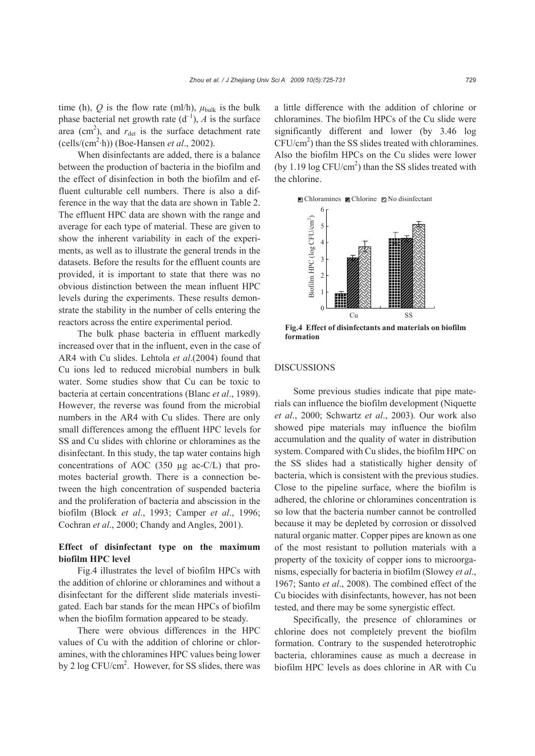time (h), $Q$ is the flow rate (ml/h), $\mu_{bulk}$ is the bulk phase bacterial net growth rate ($d^{-1}$), $A$ is the surface area ($cm^2$), and $r_{det}$ is the surface detachment rate (cells/($cm^2$·h)) (Boe-Hansen *et al*., 2002).

When disinfectants are added, there is a balance between the production of bacteria in the biofilm and the effect of disinfection in both the biofilm and effluent culturable cell numbers. There is also a difference in the way that the data are shown in Table 2. The effluent HPC data are shown with the range and average for each type of material. These are given to show the inherent variability in each of the experiments, as well as to illustrate the general trends in the datasets. Before the results for the effluent counts are provided, it is important to state that there was no obvious distinction between the mean influent HPC levels during the experiments. These results demonstrate the stability in the number of cells entering the reactors across the entire experimental period.

The bulk phase bacteria in effluent markedly increased over that in the influent, even in the case of AR4 with Cu slides. Lehtola *et al*.(2004) found that Cu ions led to reduced microbial numbers in bulk water. Some studies show that Cu can be toxic to bacteria at certain concentrations (Blanc *et al*., 1989). However, the reverse was found from the microbial numbers in the AR4 with Cu slides. There are only small differences among the effluent HPC levels for SS and Cu slides with chlorine or chloramines as the disinfectant. In this study, the tap water contains high concentrations of AOC (350 μg ac-C/L) that promotes bacterial growth. There is a connection between the high concentration of suspended bacteria and the proliferation of bacteria and abscission in the biofilm (Block *et al*., 1993; Camper *et al*., 1996; Cochran *et al*., 2000; Chandy and Angles, 2001).

### Effect of disinfectant type on the maximum biofilm HPC level

Fig.4 illustrates the level of biofilm HPCs with the addition of chlorine or chloramines and without a disinfectant for the different slide materials investigated. Each bar stands for the mean HPCs of biofilm when the biofilm formation appeared to be steady.

There were obvious differences in the HPC values of Cu with the addition of chlorine or chloramines, with the chloramines HPC values being lower by 2 log CFU/$cm^2$. However, for SS slides, there was a little difference with the addition of chlorine or chloramines. The biofilm HPCs of the Cu slide were significantly different and lower (by 3.46 log CFU/$cm^2$) than the SS slides treated with chloramines. Also the biofilm HPCs on the Cu slides were lower (by 1.19 log CFU/$cm^2$) than the SS slides treated with the chlorine.

**Fig.4 Effect of disinfectants and materials on biofilm formation**

## DISCUSSIONS

Some previous studies indicate that pipe materials can influence the biofilm development (Niquette *et al*., 2000; Schwartz *et al*., 2003). Our work also showed pipe materials may influence the biofilm accumulation and the quality of water in distribution system. Compared with Cu slides, the biofilm HPC on the SS slides had a statistically higher density of bacteria, which is consistent with the previous studies. Close to the pipeline surface, where the biofilm is adhered, the chlorine or chloramines concentration is so low that the bacteria number cannot be controlled because it may be depleted by corrosion or dissolved natural organic matter. Copper pipes are known as one of the most resistant to pollution materials with a property of the toxicity of copper ions to microorganisms, especially for bacteria in biofilm (Slowey *et al*., 1967; Santo *et al*., 2008). The combined effect of the Cu biocides with disinfectants, however, has not been tested, and there may be some synergistic effect.

Specifically, the presence of chloramines or chlorine does not completely prevent the biofilm formation. Contrary to the suspended heterotrophic bacteria, chloramines cause as much a decrease in biofilm HPC levels as does chlorine in AR with Cu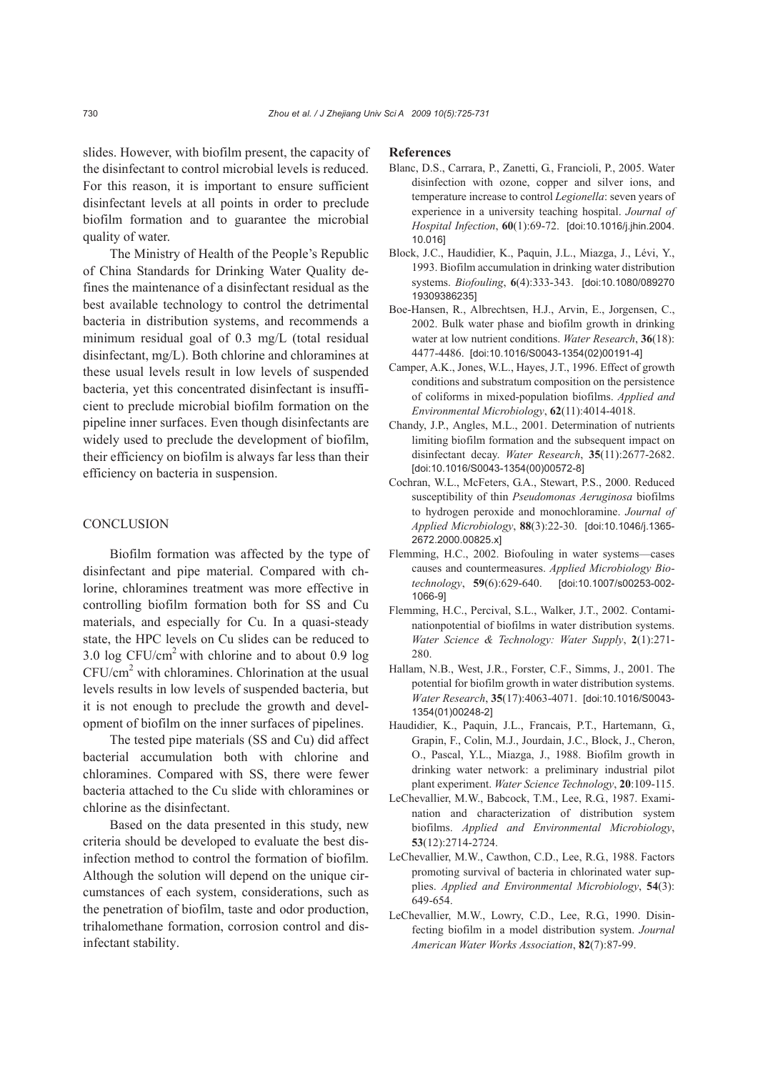slides. However, with biofilm present, the capacity of the disinfectant to control microbial levels is reduced. For this reason, it is important to ensure sufficient disinfectant levels at all points in order to preclude biofilm formation and to guarantee the microbial quality of water.

The Ministry of Health of the People's Republic of China Standards for Drinking Water Quality defines the maintenance of a disinfectant residual as the best available technology to control the detrimental bacteria in distribution systems, and recommends a minimum residual goal of 0.3 mg/L (total residual disinfectant, mg/L). Both chlorine and chloramines at these usual levels result in low levels of suspended bacteria, yet this concentrated disinfectant is insufficient to preclude microbial biofilm formation on the pipeline inner surfaces. Even though disinfectants are widely used to preclude the development of biofilm, their efficiency on biofilm is always far less than their efficiency on bacteria in suspension.

## CONCLUSION

Biofilm formation was affected by the type of disinfectant and pipe material. Compared with chlorine, chloramines treatment was more effective in controlling biofilm formation both for SS and Cu materials, and especially for Cu. In a quasi-steady state, the HPC levels on Cu slides can be reduced to 3.0 log CFU/$cm^2$ with chlorine and to about 0.9 log CFU/$cm^2$ with chloramines. Chlorination at the usual levels results in low levels of suspended bacteria, but it is not enough to preclude the growth and development of biofilm on the inner surfaces of pipelines.

The tested pipe materials (SS and Cu) did affect bacterial accumulation both with chlorine and chloramines. Compared with SS, there were fewer bacteria attached to the Cu slide with chloramines or chlorine as the disinfectant.

Based on the data presented in this study, new criteria should be developed to evaluate the best disinfection method to control the formation of biofilm. Although the solution will depend on the unique circumstances of each system, considerations, such as the penetration of biofilm, taste and odor production, trihalomethane formation, corrosion control and disinfectant stability.

## References

Blanc, D.S., Carrara, P., Zanetti, G., Francioli, P., 2005. Water disinfection with ozone, copper and silver ions, and temperature increase to control *Legionella*: seven years of experience in a university teaching hospital. *Journal of Hospital Infection*, **60**(1):69-72. [doi:10.1016/j.jhin.2004.10.016]

Block, J.C., Haudidier, K., Paquin, J.L., Miazga, J., Lévi, Y., 1993. Biofilm accumulation in drinking water distribution systems. *Biofouling*, **6**(4):333-343. [doi:10.1080/08927019309386235]

Boe-Hansen, R., Albrechtsen, H.J., Arvin, E., Jorgensen, C., 2002. Bulk water phase and biofilm growth in drinking water at low nutrient conditions. *Water Research*, **36**(18):4477-4486. [doi:10.1016/S0043-1354(02)00191-4]

Camper, A.K., Jones, W.L., Hayes, J.T., 1996. Effect of growth conditions and substratum composition on the persistence of coliforms in mixed-population biofilms. *Applied and Environmental Microbiology*, **62**(11):4014-4018.

Chandy, J.P., Angles, M.L., 2001. Determination of nutrients limiting biofilm formation and the subsequent impact on disinfectant decay. *Water Research*, **35**(11):2677-2682. [doi:10.1016/S0043-1354(00)00572-8]

Cochran, W.L., McFeters, G.A., Stewart, P.S., 2000. Reduced susceptibility of thin *Pseudomonas Aeruginosa* biofilms to hydrogen peroxide and monochloramine. *Journal of Applied Microbiology*, **88**(3):22-30. [doi:10.1046/j.1365-2672.2000.00825.x]

Flemming, H.C., 2002. Biofouling in water systems—cases causes and countermeasures. *Applied Microbiology Biotechnology*, **59**(6):629-640. [doi:10.1007/s00253-002-1066-9]

Flemming, H.C., Percival, S.L., Walker, J.T., 2002. Contaminationpotential of biofilms in water distribution systems. *Water Science & Technology: Water Supply*, **2**(1):271-280.

Hallam, N.B., West, J.R., Forster, C.F., Simms, J., 2001. The potential for biofilm growth in water distribution systems. *Water Research*, **35**(17):4063-4071. [doi:10.1016/S0043-1354(01)00248-2]

Haudidier, K., Paquin, J.L., Francais, P.T., Hartemann, G., Grapin, F., Colin, M.J., Jourdain, J.C., Block, J., Cheron, O., Pascal, Y.L., Miazga, J., 1988. Biofilm growth in drinking water network: a preliminary industrial pilot plant experiment. *Water Science Technology*, **20**:109-115.

LeChevallier, M.W., Babcock, T.M., Lee, R.G., 1987. Examination and characterization of distribution system biofilms. *Applied and Environmental Microbiology*, **53**(12):2714-2724.

LeChevallier, M.W., Cawthon, C.D., Lee, R.G., 1988. Factors promoting survival of bacteria in chlorinated water supplies. *Applied and Environmental Microbiology*, **54**(3):649-654.

LeChevallier, M.W., Lowry, C.D., Lee, R.G., 1990. Disinfecting biofilm in a model distribution system. *Journal American Water Works Association*, **82**(7):87-99.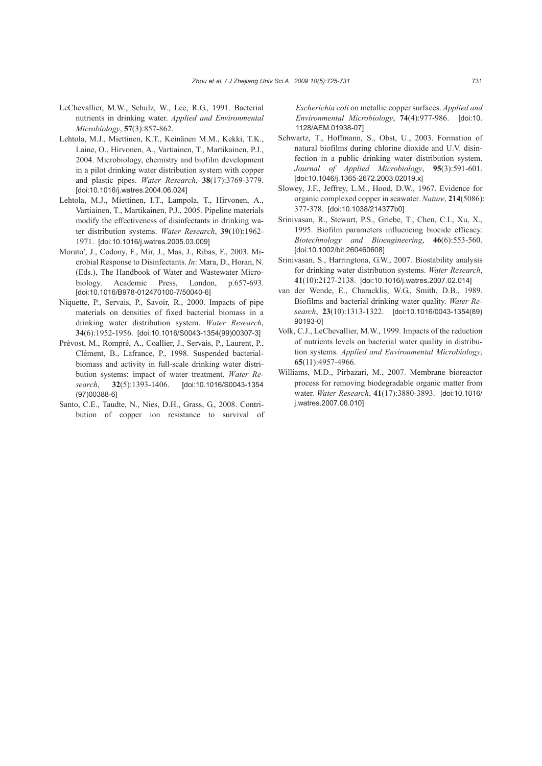LeChevallier, M.W., Schulz, W., Lee, R.G., 1991. Bacterial nutrients in drinking water. *Applied and Environmental Microbiology*, **57**(3):857-862.

Lehtola, M.J., Miettinen, K.T., Keinänen M.M., Kekki, T.K., Laine, O., Hirvonen, A., Vartiainen, T., Martikainen, P.J., 2004. Microbiology, chemistry and biofilm development in a pilot drinking water distribution system with copper and plastic pipes. *Water Research*, **38**(17):3769-3779. [doi:10.1016/j.watres.2004.06.024]

Lehtola, M.J., Miettinen, I.T., Lampola, T., Hirvonen, A., Vartiainen, T., Martikainen, P.J., 2005. Pipeline materials modify the effectiveness of disinfectants in drinking water distribution systems. *Water Research*, **39**(10):1962-1971. [doi:10.1016/j.watres.2005.03.009]

Morato′, J., Codony, F., Mir, J., Mas, J., Ribas, F., 2003. Microbial Response to Disinfectants. *In*: Mara, D., Horan, N. (Eds.), The Handbook of Water and Wastewater Microbiology. Academic Press, London, p.657-693. [doi:10.1016/B978-012470100-7/50040-6]

Niquette, P., Servais, P., Savoir, R., 2000. Impacts of pipe materials on densities of fixed bacterial biomass in a drinking water distribution system. *Water Research*, **34**(6):1952-1956. [doi:10.1016/S0043-1354(99)00307-3]

Prévost, M., Rompré, A., Coallier, J., Servais, P., Laurent, P., Clément, B., Lafrance, P., 1998. Suspended bacterial-biomass and activity in full-scale drinking water distribution systems: impact of water treatment. *Water Research*, **32**(5):1393-1406. [doi:10.1016/S0043-1354(97)00388-6]

Santo, C.E., Taudte, N., Nies, D.H., Grass, G., 2008. Contribution of copper ion resistance to survival of *Escherichia coli* on metallic copper surfaces. *Applied and Environmental Microbiology*, **74**(4):977-986. [doi:10.1128/AEM.01938-07]

Schwartz, T., Hoffmann, S., Obst, U., 2003. Formation of natural biofilms during chlorine dioxide and U.V. disinfection in a public drinking water distribution system. *Journal of Applied Microbiology*, **95**(3):591-601. [doi:10.1046/j.1365-2672.2003.02019.x]

Slowey, J.F., Jeffrey, L.M., Hood, D.W., 1967. Evidence for organic complexed copper in seawater. *Nature*, **214**(5086):377-378. [doi:10.1038/214377b0]

Srinivasan, R., Stewart, P.S., Griebe, T., Chen, C.I., Xu, X., 1995. Biofilm parameters influencing biocide efficacy. *Biotechnology and Bioengineering*, **46**(6):553-560. [doi:10.1002/bit.260460608]

Srinivasan, S., Harringtona, G.W., 2007. Biostability analysis for drinking water distribution systems. *Water Research*, **41**(10):2127-2138. [doi:10.1016/j.watres.2007.02.014]

van der Wende, E., Characklis, W.G., Smith, D.B., 1989. Biofilms and bacterial drinking water quality. *Water Research*, **23**(10):1313-1322. [doi:10.1016/0043-1354(89)90193-0]

Volk, C.J., LeChevallier, M.W., 1999. Impacts of the reduction of nutrients levels on bacterial water quality in distribution systems. *Applied and Environmental Microbiology*, **65**(11):4957-4966.

Williams, M.D., Pirbazari, M., 2007. Membrane bioreactor process for removing biodegradable organic matter from water. *Water Research*, **41**(17):3880-3893. [doi:10.1016/j.watres.2007.06.010]